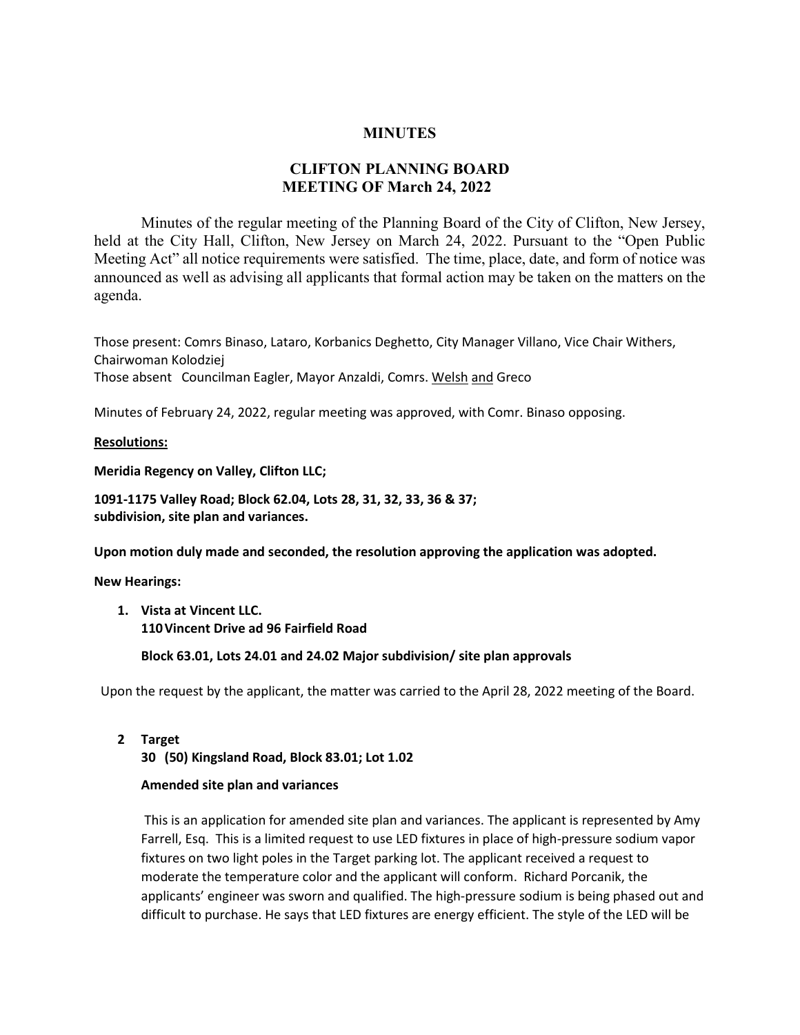**MINUTES**

**CLIFTON PLANNING BOARD**
**MEETING OF March 24, 2022**

Minutes of the regular meeting of the Planning Board of the City of Clifton, New Jersey, held at the City Hall, Clifton, New Jersey on March 24, 2022. Pursuant to the "Open Public Meeting Act" all notice requirements were satisfied. The time, place, date, and form of notice was announced as well as advising all applicants that formal action may be taken on the matters on the agenda.

Those present: Comrs Binaso, Lataro, Korbanics Deghetto, City Manager Villano, Vice Chair Withers, Chairwoman Kolodziej
Those absent Councilman Eagler, Mayor Anzaldi, Comrs. Welsh and Greco

Minutes of February 24, 2022, regular meeting was approved, with Comr. Binaso opposing.

**Resolutions:**

**Meridia Regency on Valley, Clifton LLC;**

**1091-1175 Valley Road; Block 62.04, Lots 28, 31, 32, 33, 36 & 37; subdivision, site plan and variances.**

**Upon motion duly made and seconded, the resolution approving the application was adopted.**

**New Hearings:**

1. **Vista at Vincent LLC.**
   **110 Vincent Drive ad 96 Fairfield Road**

   **Block 63.01, Lots 24.01 and 24.02 Major subdivision/ site plan approvals**

Upon the request by the applicant, the matter was carried to the April 28, 2022 meeting of the Board.

2. **Target**
   **30 (50) Kingsland Road, Block 83.01; Lot 1.02**

   **Amended site plan and variances**

   This is an application for amended site plan and variances. The applicant is represented by Amy Farrell, Esq. This is a limited request to use LED fixtures in place of high-pressure sodium vapor fixtures on two light poles in the Target parking lot. The applicant received a request to moderate the temperature color and the applicant will conform. Richard Porcanik, the applicants' engineer was sworn and qualified. The high-pressure sodium is being phased out and difficult to purchase. He says that LED fixtures are energy efficient. The style of the LED will be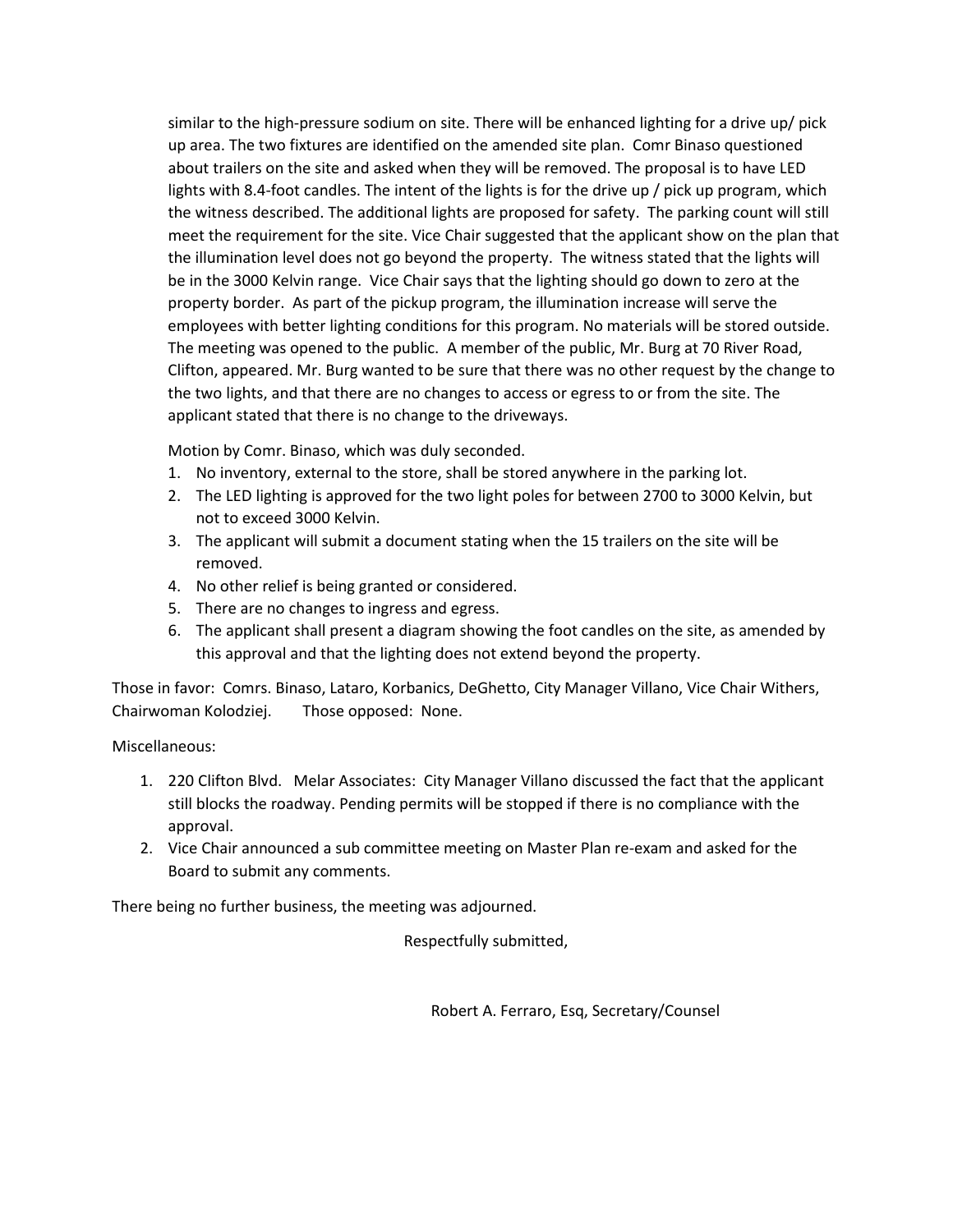similar to the high-pressure sodium on site. There will be enhanced lighting for a drive up/ pick up area. The two fixtures are identified on the amended site plan. Comr Binaso questioned about trailers on the site and asked when they will be removed. The proposal is to have LED lights with 8.4-foot candles. The intent of the lights is for the drive up / pick up program, which the witness described. The additional lights are proposed for safety. The parking count will still meet the requirement for the site. Vice Chair suggested that the applicant show on the plan that the illumination level does not go beyond the property. The witness stated that the lights will be in the 3000 Kelvin range. Vice Chair says that the lighting should go down to zero at the property border. As part of the pickup program, the illumination increase will serve the employees with better lighting conditions for this program. No materials will be stored outside. The meeting was opened to the public. A member of the public, Mr. Burg at 70 River Road, Clifton, appeared. Mr. Burg wanted to be sure that there was no other request by the change to the two lights, and that there are no changes to access or egress to or from the site. The applicant stated that there is no change to the driveways.

Motion by Comr. Binaso, which was duly seconded.

1. No inventory, external to the store, shall be stored anywhere in the parking lot.
2. The LED lighting is approved for the two light poles for between 2700 to 3000 Kelvin, but not to exceed 3000 Kelvin.
3. The applicant will submit a document stating when the 15 trailers on the site will be removed.
4. No other relief is being granted or considered.
5. There are no changes to ingress and egress.
6. The applicant shall present a diagram showing the foot candles on the site, as amended by this approval and that the lighting does not extend beyond the property.

Those in favor: Comrs. Binaso, Lataro, Korbanics, DeGhetto, City Manager Villano, Vice Chair Withers, Chairwoman Kolodziej. Those opposed: None.

Miscellaneous:

1. 220 Clifton Blvd. Melar Associates: City Manager Villano discussed the fact that the applicant still blocks the roadway. Pending permits will be stopped if there is no compliance with the approval.
2. Vice Chair announced a sub committee meeting on Master Plan re-exam and asked for the Board to submit any comments.

There being no further business, the meeting was adjourned.

Respectfully submitted,

Robert A. Ferraro, Esq, Secretary/Counsel